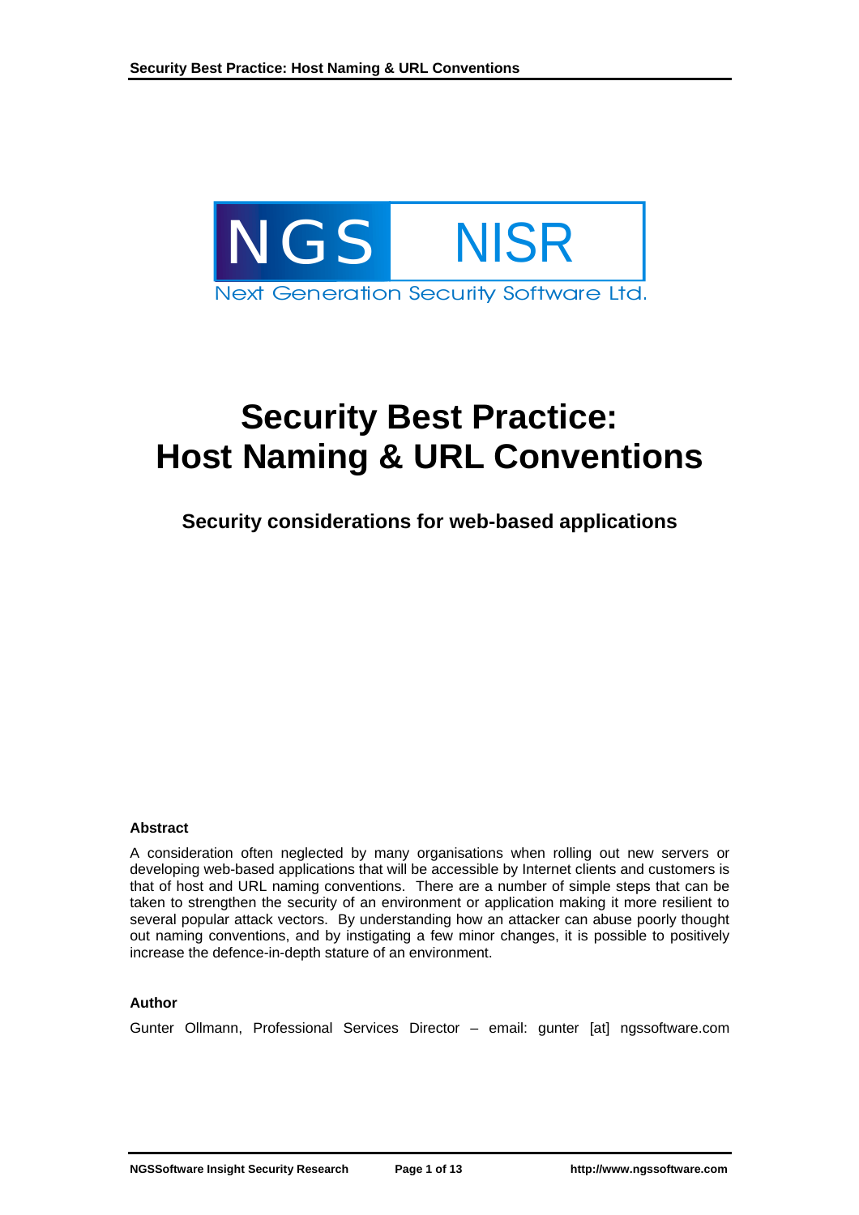NGS NISR

Next Generation Security Software Ltd.

# Security Best Practice: Host Naming & URL Conventions

## Security considerations for web-based applications

**Abstract**

A consideration often neglected by many organisations when rolling out new servers or developing web-based applications that will be accessible by Internet clients and customers is that of host and URL naming conventions. There are a number of simple steps that can be taken to strengthen the security of an environment or application making it more resilient to several popular attack vectors. By understanding how an attacker can abuse poorly thought out naming conventions, and by instigating a few minor changes, it is possible to positively increase the defence-in-depth stature of an environment.

**Author**

Gunter Ollmann, Professional Services Director – email: gunter [at] ngssoftware.com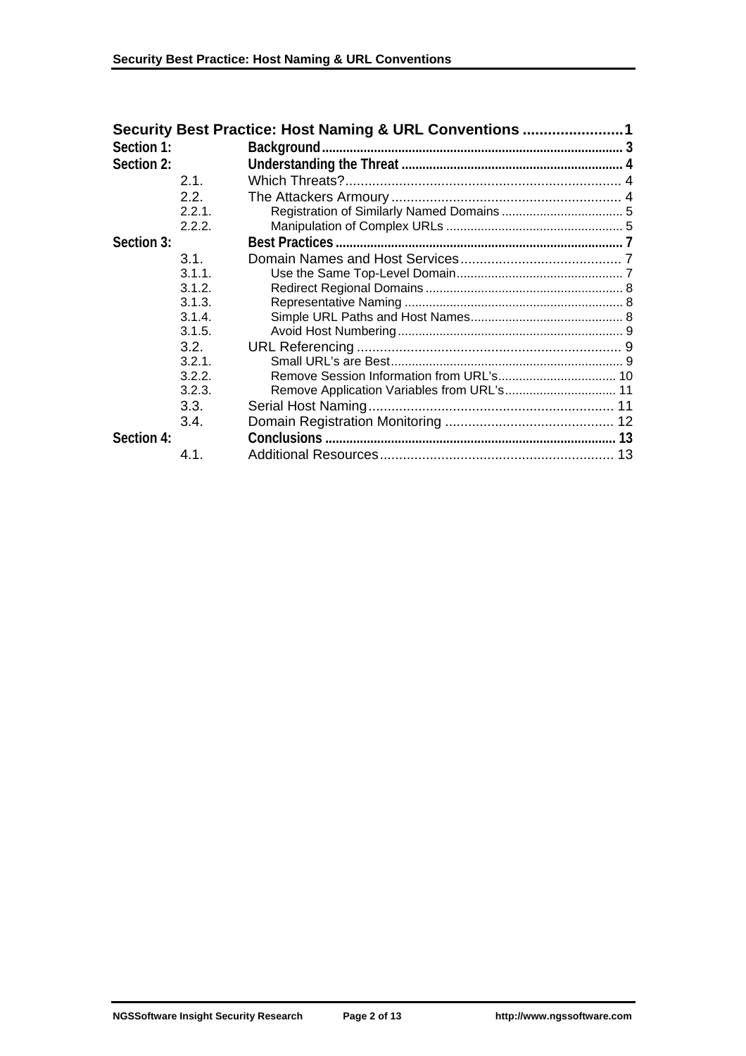**Security Best Practice: Host Naming & URL Conventions** ........................ 1

**Section 1:** **Background** ........................................................................................ 3

**Section 2:** **Understanding the Threat** ................................................................ 4

- 2.1. Which Threats? ......................................................................... 4
- 2.2. The Attackers Armoury ............................................................ 4
  - 2.2.1. Registration of Similarly Named Domains ................................... 5
  - 2.2.2. Manipulation of Complex URLs .................................................. 5

**Section 3:** **Best Practices** .................................................................................... 7

- 3.1. Domain Names and Host Services ........................................... 7
  - 3.1.1. Use the Same Top-Level Domain ................................................ 7
  - 3.1.2. Redirect Regional Domains ......................................................... 8
  - 3.1.3. Representative Naming .............................................................. 8
  - 3.1.4. Simple URL Paths and Host Names ............................................ 8
  - 3.1.5. Avoid Host Numbering ................................................................ 9
- 3.2. URL Referencing ...................................................................... 9
  - 3.2.1. Small URL's are Best .................................................................. 9
  - 3.2.2. Remove Session Information from URL's .................................. 10
  - 3.2.3. Remove Application Variables from URL's ................................ 11
- 3.3. Serial Host Naming ................................................................. 11
- 3.4. Domain Registration Monitoring ............................................ 12

**Section 4:** **Conclusions** ..................................................................................... 13

- 4.1. Additional Resources ............................................................. 13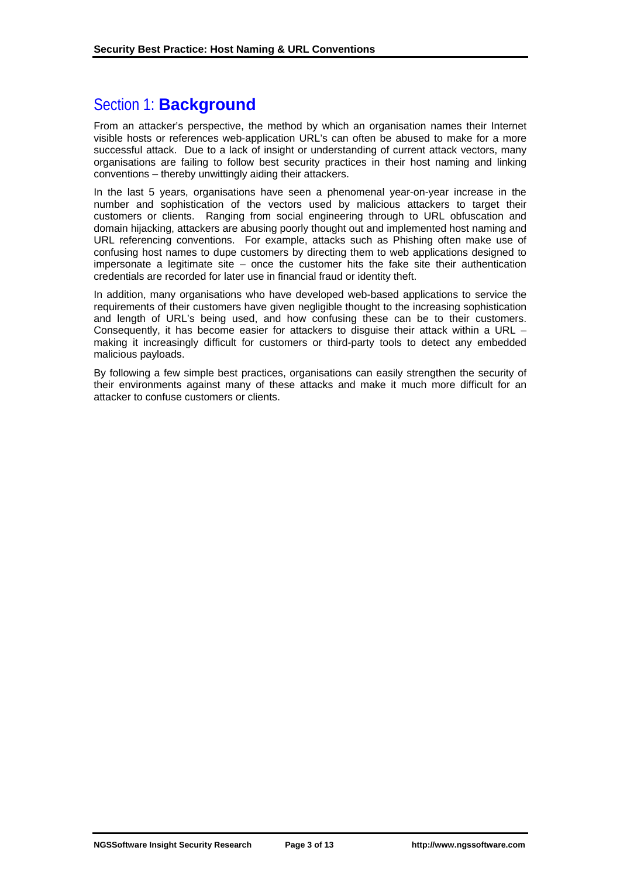# Section 1: **Background**

From an attacker's perspective, the method by which an organisation names their Internet visible hosts or references web-application URL's can often be abused to make for a more successful attack. Due to a lack of insight or understanding of current attack vectors, many organisations are failing to follow best security practices in their host naming and linking conventions – thereby unwittingly aiding their attackers.

In the last 5 years, organisations have seen a phenomenal year-on-year increase in the number and sophistication of the vectors used by malicious attackers to target their customers or clients. Ranging from social engineering through to URL obfuscation and domain hijacking, attackers are abusing poorly thought out and implemented host naming and URL referencing conventions. For example, attacks such as Phishing often make use of confusing host names to dupe customers by directing them to web applications designed to impersonate a legitimate site – once the customer hits the fake site their authentication credentials are recorded for later use in financial fraud or identity theft.

In addition, many organisations who have developed web-based applications to service the requirements of their customers have given negligible thought to the increasing sophistication and length of URL's being used, and how confusing these can be to their customers. Consequently, it has become easier for attackers to disguise their attack within a URL – making it increasingly difficult for customers or third-party tools to detect any embedded malicious payloads.

By following a few simple best practices, organisations can easily strengthen the security of their environments against many of these attacks and make it much more difficult for an attacker to confuse customers or clients.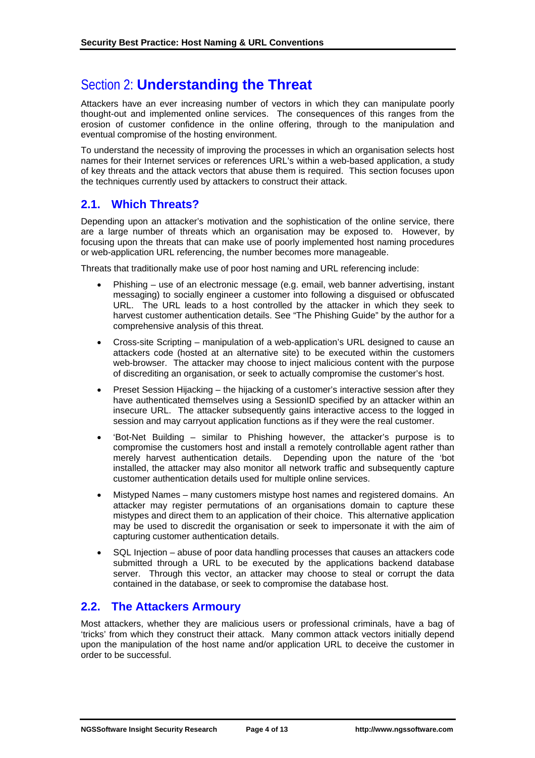# Section 2: **Understanding the Threat**

Attackers have an ever increasing number of vectors in which they can manipulate poorly thought-out and implemented online services. The consequences of this ranges from the erosion of customer confidence in the online offering, through to the manipulation and eventual compromise of the hosting environment.

To understand the necessity of improving the processes in which an organisation selects host names for their Internet services or references URL's within a web-based application, a study of key threats and the attack vectors that abuse them is required. This section focuses upon the techniques currently used by attackers to construct their attack.

## 2.1. Which Threats?

Depending upon an attacker's motivation and the sophistication of the online service, there are a large number of threats which an organisation may be exposed to. However, by focusing upon the threats that can make use of poorly implemented host naming procedures or web-application URL referencing, the number becomes more manageable.

Threats that traditionally make use of poor host naming and URL referencing include:

- Phishing – use of an electronic message (e.g. email, web banner advertising, instant messaging) to socially engineer a customer into following a disguised or obfuscated URL. The URL leads to a host controlled by the attacker in which they seek to harvest customer authentication details. See "The Phishing Guide" by the author for a comprehensive analysis of this threat.
- Cross-site Scripting – manipulation of a web-application's URL designed to cause an attackers code (hosted at an alternative site) to be executed within the customers web-browser. The attacker may choose to inject malicious content with the purpose of discrediting an organisation, or seek to actually compromise the customer's host.
- Preset Session Hijacking – the hijacking of a customer's interactive session after they have authenticated themselves using a SessionID specified by an attacker within an insecure URL. The attacker subsequently gains interactive access to the logged in session and may carryout application functions as if they were the real customer.
- 'Bot-Net Building – similar to Phishing however, the attacker's purpose is to compromise the customers host and install a remotely controllable agent rather than merely harvest authentication details. Depending upon the nature of the 'bot installed, the attacker may also monitor all network traffic and subsequently capture customer authentication details used for multiple online services.
- Mistyped Names – many customers mistype host names and registered domains. An attacker may register permutations of an organisations domain to capture these mistypes and direct them to an application of their choice. This alternative application may be used to discredit the organisation or seek to impersonate it with the aim of capturing customer authentication details.
- SQL Injection – abuse of poor data handling processes that causes an attackers code submitted through a URL to be executed by the applications backend database server. Through this vector, an attacker may choose to steal or corrupt the data contained in the database, or seek to compromise the database host.

## 2.2. The Attackers Armoury

Most attackers, whether they are malicious users or professional criminals, have a bag of 'tricks' from which they construct their attack. Many common attack vectors initially depend upon the manipulation of the host name and/or application URL to deceive the customer in order to be successful.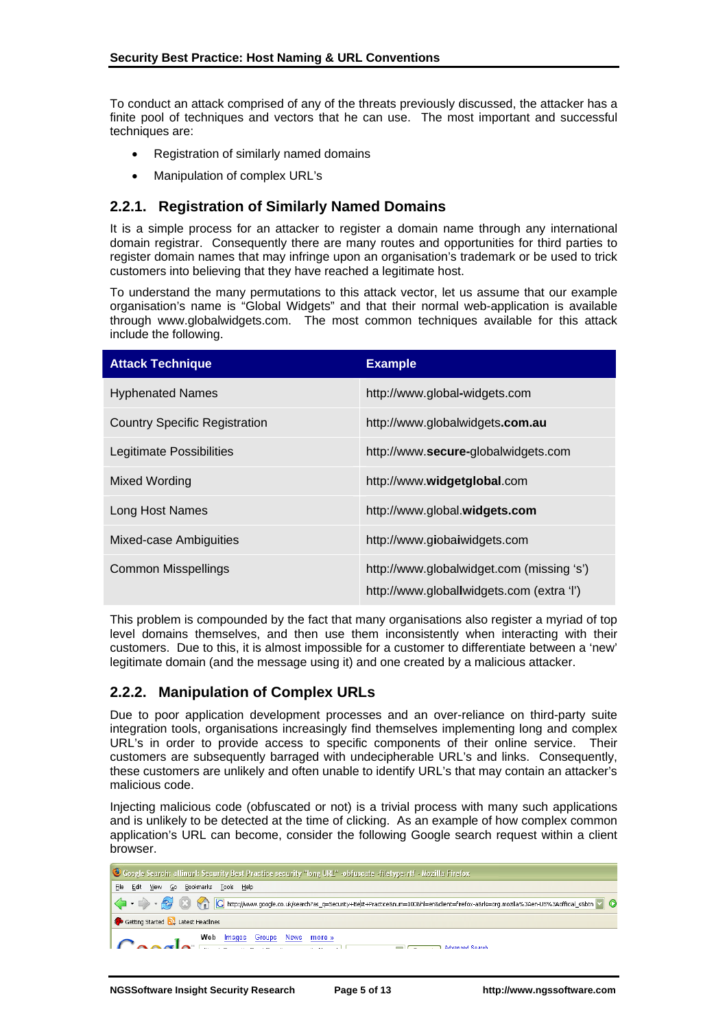To conduct an attack comprised of any of the threats previously discussed, the attacker has a finite pool of techniques and vectors that he can use. The most important and successful techniques are:

- Registration of similarly named domains
- Manipulation of complex URL's

### 2.2.1. Registration of Similarly Named Domains

It is a simple process for an attacker to register a domain name through any international domain registrar. Consequently there are many routes and opportunities for third parties to register domain names that may infringe upon an organisation's trademark or be used to trick customers into believing that they have reached a legitimate host.

To understand the many permutations to this attack vector, let us assume that our example organisation's name is "Global Widgets" and that their normal web-application is available through www.globalwidgets.com. The most common techniques available for this attack include the following.

| Attack Technique | Example |
|---|---|
| Hyphenated Names | http://www.global**-**widgets.com |
| Country Specific Registration | http://www.globalwidgets**.com.au** |
| Legitimate Possibilities | http://www.**secure-**globalwidgets.com |
| Mixed Wording | http://www.**widgetglobal**.com |
| Long Host Names | http://www.global.**widgets.com** |
| Mixed-case Ambiguities | http://www.g**i**oba**i**widgets.com |
| Common Misspellings | http://www.globalwidget.com (missing 's')<br>http://www.global**l**widgets.com (extra 'l') |

This problem is compounded by the fact that many organisations also register a myriad of top level domains themselves, and then use them inconsistently when interacting with their customers. Due to this, it is almost impossible for a customer to differentiate between a 'new' legitimate domain (and the message using it) and one created by a malicious attacker.

### 2.2.2. Manipulation of Complex URLs

Due to poor application development processes and an over-reliance on third-party suite integration tools, organisations increasingly find themselves implementing long and complex URL's in order to provide access to specific components of their online service. Their customers are subsequently barraged with undecipherable URL's and links. Consequently, these customers are unlikely and often unable to identify URL's that may contain an attacker's malicious code.

Injecting malicious code (obfuscated or not) is a trivial process with many such applications and is unlikely to be detected at the time of clicking. As an example of how complex common application's URL can become, consider the following Google search request within a client browser.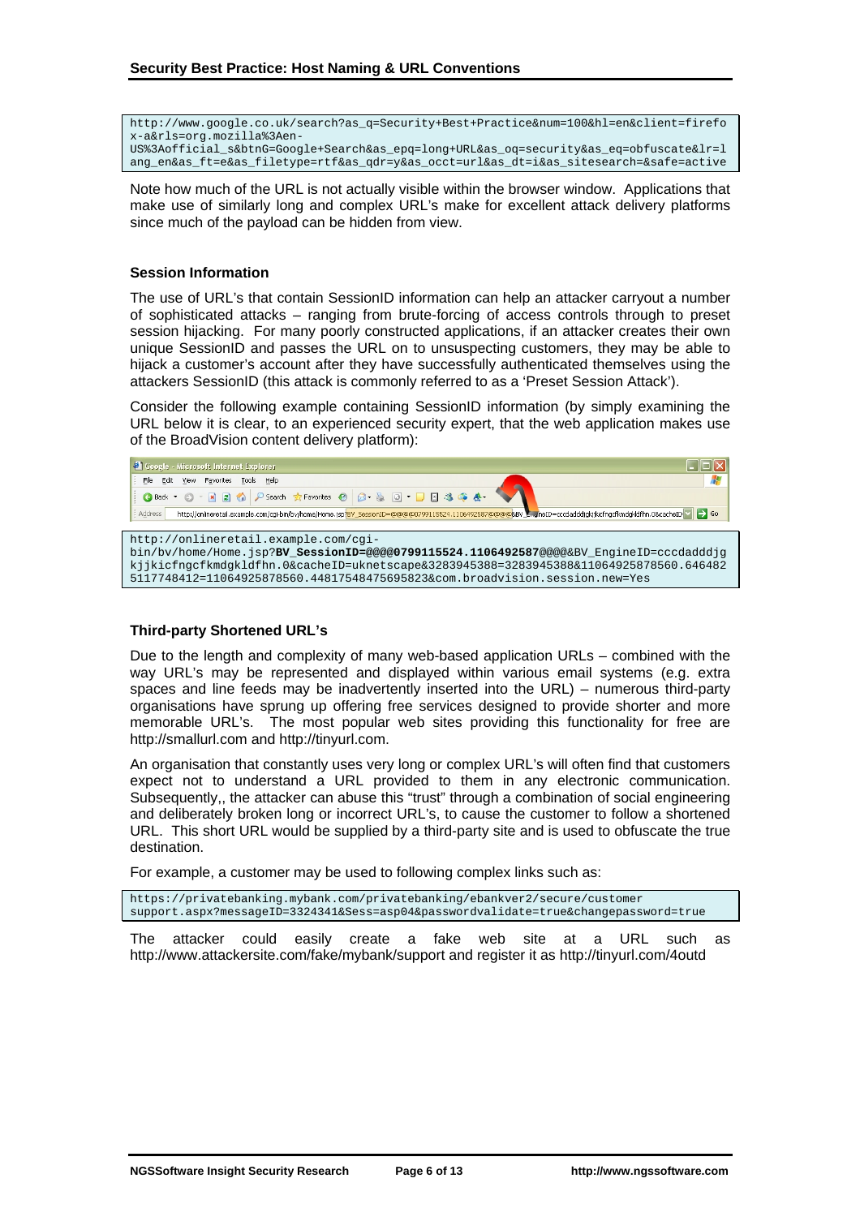```
http://www.google.co.uk/search?as_q=Security+Best+Practice&num=100&hl=en&client=firefo
x-a&rls=org.mozilla%3Aen-
US%3Aofficial_s&btnG=Google+Search&as_epq=long+URL&as_oq=security&as_eq=obfuscate&lr=l
ang_en&as_ft=e&as_filetype=rtf&as_qdr=y&as_occt=url&as_dt=i&as_sitesearch=&safe=active
```

Note how much of the URL is not actually visible within the browser window. Applications that make use of similarly long and complex URL's make for excellent attack delivery platforms since much of the payload can be hidden from view.

### Session Information

The use of URL's that contain SessionID information can help an attacker carryout a number of sophisticated attacks – ranging from brute-forcing of access controls through to preset session hijacking. For many poorly constructed applications, if an attacker creates their own unique SessionID and passes the URL on to unsuspecting customers, they may be able to hijack a customer's account after they have successfully authenticated themselves using the attackers SessionID (this attack is commonly referred to as a 'Preset Session Attack').

Consider the following example containing SessionID information (by simply examining the URL below it is clear, to an experienced security expert, that the web application makes use of the BroadVision content delivery platform):

```
http://onlineretail.example.com/cgi-
bin/bv/home/Home.jsp?BV_SessionID=@@@@0799115524.1106492587@@@@&BV_EngineID=cccdadddjg
kjjkicfngcfkmdgkldfhn.0&cacheID=uknetscape&3283945388=3283945388&11064925878560.646482
5117748412=11064925878560.448175484756958238&com.broadvision.session.new=Yes
```

### Third-party Shortened URL's

Due to the length and complexity of many web-based application URLs – combined with the way URL's may be represented and displayed within various email systems (e.g. extra spaces and line feeds may be inadvertently inserted into the URL) – numerous third-party organisations have sprung up offering free services designed to provide shorter and more memorable URL's. The most popular web sites providing this functionality for free are http://smallurl.com and http://tinyurl.com.

An organisation that constantly uses very long or complex URL's will often find that customers expect not to understand a URL provided to them in any electronic communication. Subsequently,, the attacker can abuse this "trust" through a combination of social engineering and deliberately broken long or incorrect URL's, to cause the customer to follow a shortened URL. This short URL would be supplied by a third-party site and is used to obfuscate the true destination.

For example, a customer may be used to following complex links such as:

```
https://privatebanking.mybank.com/privatebanking/ebankver2/secure/customer
support.aspx?messageID=3324341&Sess=asp04&passwordvalidate=true&changepassword=true
```

The attacker could easily create a fake web site at a URL such as http://www.attackersite.com/fake/mybank/support and register it as http://tinyurl.com/4outd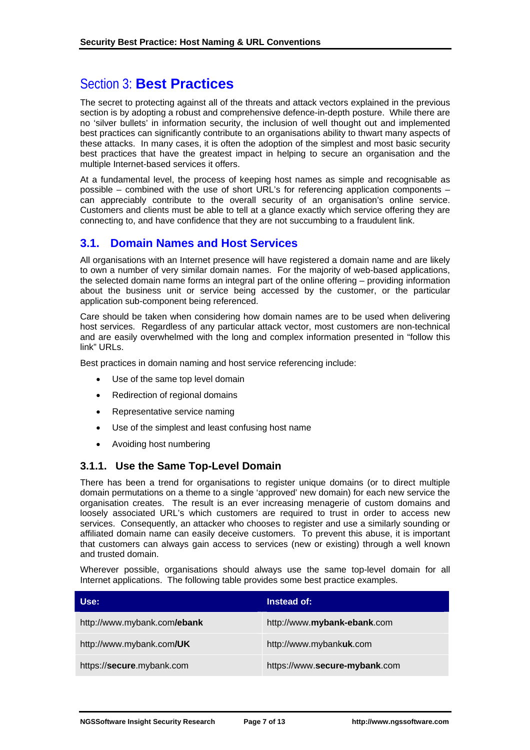# Section 3: **Best Practices**

The secret to protecting against all of the threats and attack vectors explained in the previous section is by adopting a robust and comprehensive defence-in-depth posture. While there are no 'silver bullets' in information security, the inclusion of well thought out and implemented best practices can significantly contribute to an organisations ability to thwart many aspects of these attacks. In many cases, it is often the adoption of the simplest and most basic security best practices that have the greatest impact in helping to secure an organisation and the multiple Internet-based services it offers.

At a fundamental level, the process of keeping host names as simple and recognisable as possible – combined with the use of short URL's for referencing application components – can appreciably contribute to the overall security of an organisation's online service. Customers and clients must be able to tell at a glance exactly which service offering they are connecting to, and have confidence that they are not succumbing to a fraudulent link.

## 3.1. Domain Names and Host Services

All organisations with an Internet presence will have registered a domain name and are likely to own a number of very similar domain names. For the majority of web-based applications, the selected domain name forms an integral part of the online offering – providing information about the business unit or service being accessed by the customer, or the particular application sub-component being referenced.

Care should be taken when considering how domain names are to be used when delivering host services. Regardless of any particular attack vector, most customers are non-technical and are easily overwhelmed with the long and complex information presented in "follow this link" URLs.

Best practices in domain naming and host service referencing include:

- Use of the same top level domain
- Redirection of regional domains
- Representative service naming
- Use of the simplest and least confusing host name
- Avoiding host numbering

### 3.1.1. Use the Same Top-Level Domain

There has been a trend for organisations to register unique domains (or to direct multiple domain permutations on a theme to a single 'approved' new domain) for each new service the organisation creates. The result is an ever increasing menagerie of custom domains and loosely associated URL's which customers are required to trust in order to access new services. Consequently, an attacker who chooses to register and use a similarly sounding or affiliated domain name can easily deceive customers. To prevent this abuse, it is important that customers can always gain access to services (new or existing) through a well known and trusted domain.

Wherever possible, organisations should always use the same top-level domain for all Internet applications. The following table provides some best practice examples.

| Use: | Instead of: |
|---|---|
| http://www.mybank.com**/ebank** | http://www.**mybank-ebank**.com |
| http://www.mybank.com**/UK** | http://www.mybank**uk**.com |
| https://**secure**.mybank.com | https://www.**secure-mybank**.com |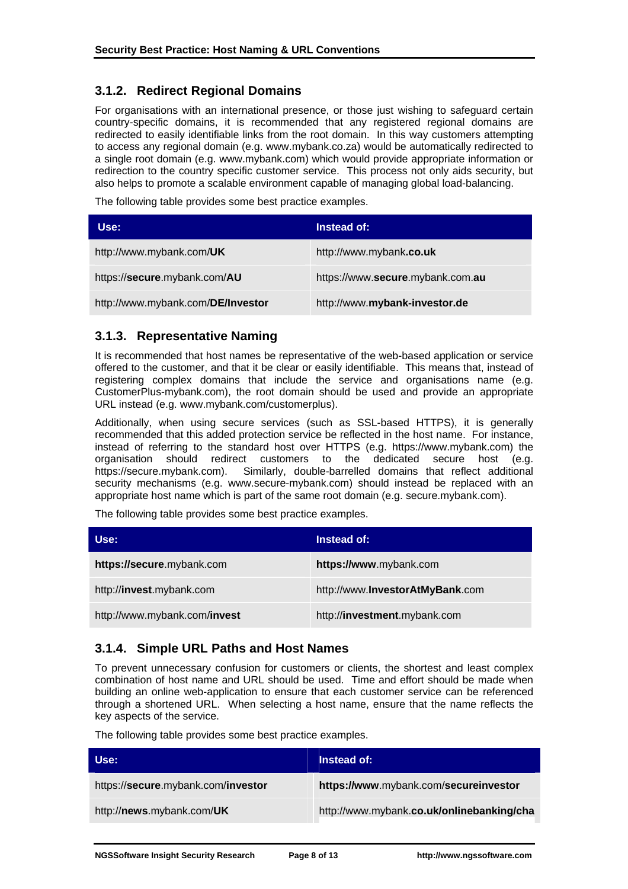### 3.1.2. Redirect Regional Domains

For organisations with an international presence, or those just wishing to safeguard certain country-specific domains, it is recommended that any registered regional domains are redirected to easily identifiable links from the root domain. In this way customers attempting to access any regional domain (e.g. www.mybank.co.za) would be automatically redirected to a single root domain (e.g. www.mybank.com) which would provide appropriate information or redirection to the country specific customer service. This process not only aids security, but also helps to promote a scalable environment capable of managing global load-balancing.

The following table provides some best practice examples.

| Use: | Instead of: |
|---|---|
| http://www.mybank.com/**UK** | http://www.mybank**.co.uk** |
| https://**secure**.mybank.com/**AU** | https://www.**secure**.mybank.com.**au** |
| http://www.mybank.com/**DE/Investor** | http://www.**mybank-investor.de** |

### 3.1.3. Representative Naming

It is recommended that host names be representative of the web-based application or service offered to the customer, and that it be clear or easily identifiable. This means that, instead of registering complex domains that include the service and organisations name (e.g. CustomerPlus-mybank.com), the root domain should be used and provide an appropriate URL instead (e.g. www.mybank.com/customerplus).

Additionally, when using secure services (such as SSL-based HTTPS), it is generally recommended that this added protection service be reflected in the host name. For instance, instead of referring to the standard host over HTTPS (e.g. https://www.mybank.com) the organisation should redirect customers to the dedicated secure host (e.g. https://secure.mybank.com). Similarly, double-barrelled domains that reflect additional security mechanisms (e.g. www.secure-mybank.com) should instead be replaced with an appropriate host name which is part of the same root domain (e.g. secure.mybank.com).

The following table provides some best practice examples.

| Use: | Instead of: |
|---|---|
| **https://secure**.mybank.com | **https://www**.mybank.com |
| http://**invest**.mybank.com | http://www.**InvestorAtMyBank**.com |
| http://www.mybank.com/**invest** | http://**investment**.mybank.com |

### 3.1.4. Simple URL Paths and Host Names

To prevent unnecessary confusion for customers or clients, the shortest and least complex combination of host name and URL should be used. Time and effort should be made when building an online web-application to ensure that each customer service can be referenced through a shortened URL. When selecting a host name, ensure that the name reflects the key aspects of the service.

The following table provides some best practice examples.

| Use: | Instead of: |
|---|---|
| https://**secure**.mybank.com/**investor** | **https://www**.mybank.com/**secureinvestor** |
| http://**news**.mybank.com/**UK** | http://www.mybank**.co.uk/onlinebanking/cha** |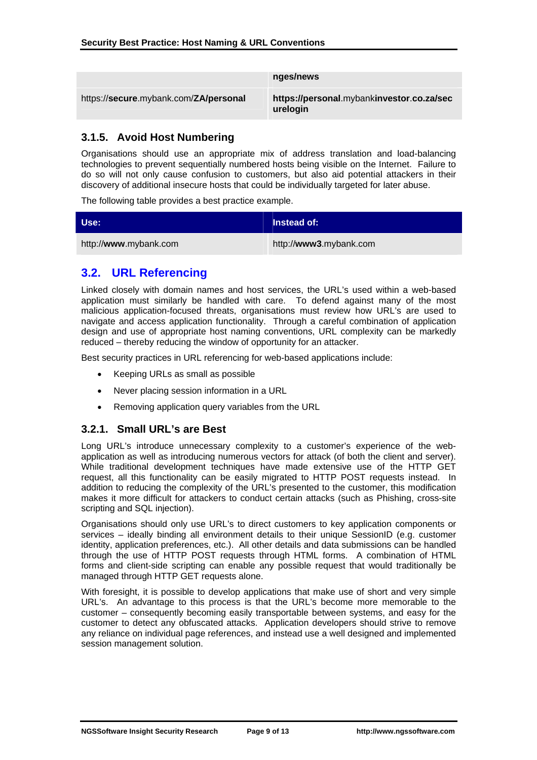| | |
|---|---|
| | **nges/news** |
| https://**secure**.mybank.com/**ZA/personal** | **https://personal**.mybank**investor.co.za/securelogin** |

### 3.1.5. Avoid Host Numbering

Organisations should use an appropriate mix of address translation and load-balancing technologies to prevent sequentially numbered hosts being visible on the Internet. Failure to do so will not only cause confusion to customers, but also aid potential attackers in their discovery of additional insecure hosts that could be individually targeted for later abuse.

The following table provides a best practice example.

| Use: | Instead of: |
|---|---|
| http://**www**.mybank.com | http://**www3**.mybank.com |

## 3.2. URL Referencing

Linked closely with domain names and host services, the URL's used within a web-based application must similarly be handled with care. To defend against many of the most malicious application-focused threats, organisations must review how URL's are used to navigate and access application functionality. Through a careful combination of application design and use of appropriate host naming conventions, URL complexity can be markedly reduced – thereby reducing the window of opportunity for an attacker.

Best security practices in URL referencing for web-based applications include:

- Keeping URLs as small as possible
- Never placing session information in a URL
- Removing application query variables from the URL

### 3.2.1. Small URL's are Best

Long URL's introduce unnecessary complexity to a customer's experience of the web-application as well as introducing numerous vectors for attack (of both the client and server). While traditional development techniques have made extensive use of the HTTP GET request, all this functionality can be easily migrated to HTTP POST requests instead. In addition to reducing the complexity of the URL's presented to the customer, this modification makes it more difficult for attackers to conduct certain attacks (such as Phishing, cross-site scripting and SQL injection).

Organisations should only use URL's to direct customers to key application components or services – ideally binding all environment details to their unique SessionID (e.g. customer identity, application preferences, etc.). All other details and data submissions can be handled through the use of HTTP POST requests through HTML forms. A combination of HTML forms and client-side scripting can enable any possible request that would traditionally be managed through HTTP GET requests alone.

With foresight, it is possible to develop applications that make use of short and very simple URL's. An advantage to this process is that the URL's become more memorable to the customer – consequently becoming easily transportable between systems, and easy for the customer to detect any obfuscated attacks. Application developers should strive to remove any reliance on individual page references, and instead use a well designed and implemented session management solution.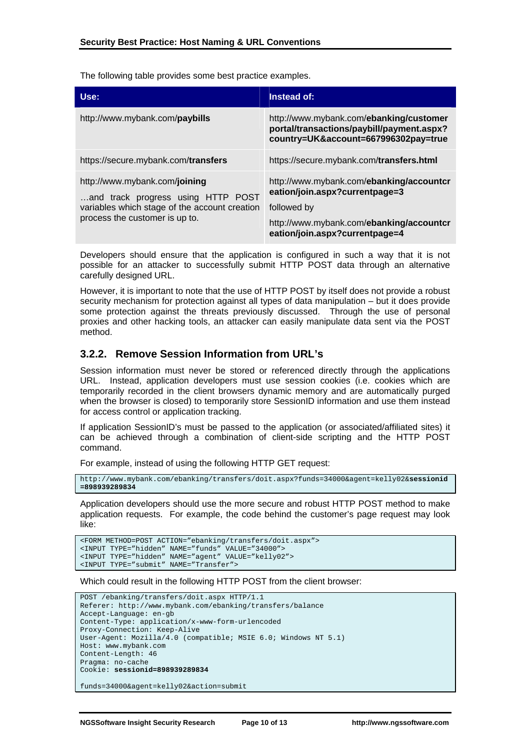The following table provides some best practice examples.

| Use: | Instead of: |
|---|---|
| http://www.mybank.com/**paybills** | http://www.mybank.com/**ebanking/customerportal/transactions/paybill/payment.aspx?country=UK&account=667996302pay=true** |
| https://secure.mybank.com/**transfers** | https://secure.mybank.com/**transfers.html** |
| http://www.mybank.com/**joining** <br> …and track progress using HTTP POST variables which stage of the account creation process the customer is up to. | http://www.mybank.com/**ebanking/accountcreation/join.aspx?currentpage=3** <br> followed by <br> http://www.mybank.com/**ebanking/accountcreation/join.aspx?currentpage=4** |

Developers should ensure that the application is configured in such a way that it is not possible for an attacker to successfully submit HTTP POST data through an alternative carefully designed URL.

However, it is important to note that the use of HTTP POST by itself does not provide a robust security mechanism for protection against all types of data manipulation – but it does provide some protection against the threats previously discussed. Through the use of personal proxies and other hacking tools, an attacker can easily manipulate data sent via the POST method.

### 3.2.2. Remove Session Information from URL's

Session information must never be stored or referenced directly through the applications URL. Instead, application developers must use session cookies (i.e. cookies which are temporarily recorded in the client browsers dynamic memory and are automatically purged when the browser is closed) to temporarily store SessionID information and use them instead for access control or application tracking.

If application SessionID's must be passed to the application (or associated/affiliated sites) it can be achieved through a combination of client-side scripting and the HTTP POST command.

For example, instead of using the following HTTP GET request:

```
http://www.mybank.com/ebanking/transfers/doit.aspx?funds=34000&agent=kelly02&sessionid
=898939289834
```

Application developers should use the more secure and robust HTTP POST method to make application requests. For example, the code behind the customer's page request may look like:

```
<FORM METHOD=POST ACTION="ebanking/transfers/doit.aspx">
<INPUT TYPE="hidden" NAME="funds" VALUE="34000">
<INPUT TYPE="hidden" NAME="agent" VALUE="kelly02">
<INPUT TYPE="submit" NAME="Transfer">
```

Which could result in the following HTTP POST from the client browser:

```
POST /ebanking/transfers/doit.aspx HTTP/1.1
Referer: http://www.mybank.com/ebanking/transfers/balance
Accept-Language: en-gb
Content-Type: application/x-www-form-urlencoded
Proxy-Connection: Keep-Alive
User-Agent: Mozilla/4.0 (compatible; MSIE 6.0; Windows NT 5.1)
Host: www.mybank.com
Content-Length: 46
Pragma: no-cache
Cookie: sessionid=898939289834

funds=34000&agent=kelly02&action=submit
```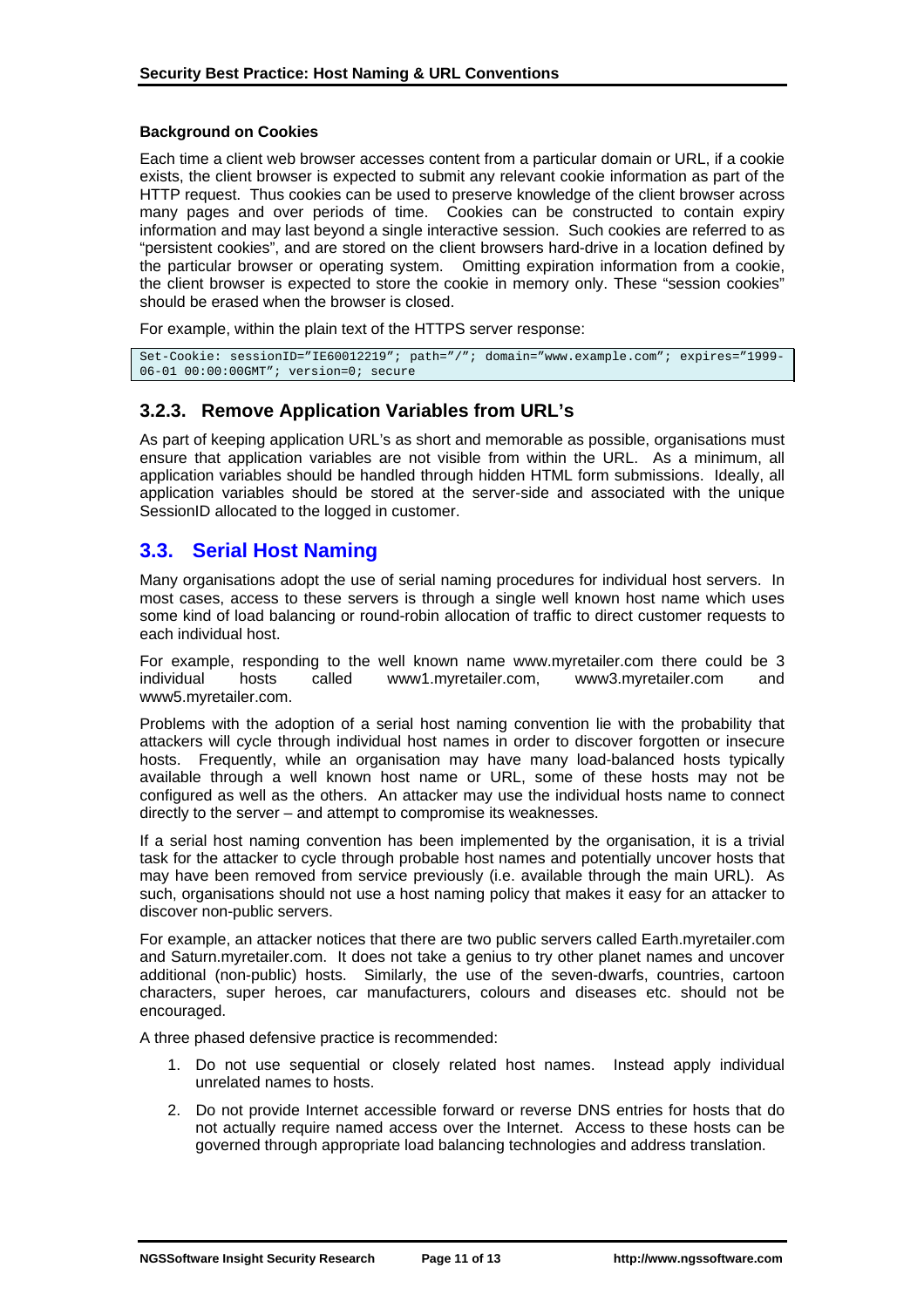**Background on Cookies**

Each time a client web browser accesses content from a particular domain or URL, if a cookie exists, the client browser is expected to submit any relevant cookie information as part of the HTTP request. Thus cookies can be used to preserve knowledge of the client browser across many pages and over periods of time. Cookies can be constructed to contain expiry information and may last beyond a single interactive session. Such cookies are referred to as "persistent cookies", and are stored on the client browsers hard-drive in a location defined by the particular browser or operating system. Omitting expiration information from a cookie, the client browser is expected to store the cookie in memory only. These "session cookies" should be erased when the browser is closed.

For example, within the plain text of the HTTPS server response:

```
Set-Cookie: sessionID="IE60012219"; path="/"; domain="www.example.com"; expires="1999-06-01 00:00:00GMT"; version=0; secure
```

### 3.2.3. Remove Application Variables from URL's

As part of keeping application URL's as short and memorable as possible, organisations must ensure that application variables are not visible from within the URL. As a minimum, all application variables should be handled through hidden HTML form submissions. Ideally, all application variables should be stored at the server-side and associated with the unique SessionID allocated to the logged in customer.

## 3.3. Serial Host Naming

Many organisations adopt the use of serial naming procedures for individual host servers. In most cases, access to these servers is through a single well known host name which uses some kind of load balancing or round-robin allocation of traffic to direct customer requests to each individual host.

For example, responding to the well known name www.myretailer.com there could be 3 individual hosts called www1.myretailer.com, www3.myretailer.com and www5.myretailer.com.

Problems with the adoption of a serial host naming convention lie with the probability that attackers will cycle through individual host names in order to discover forgotten or insecure hosts. Frequently, while an organisation may have many load-balanced hosts typically available through a well known host name or URL, some of these hosts may not be configured as well as the others. An attacker may use the individual hosts name to connect directly to the server – and attempt to compromise its weaknesses.

If a serial host naming convention has been implemented by the organisation, it is a trivial task for the attacker to cycle through probable host names and potentially uncover hosts that may have been removed from service previously (i.e. available through the main URL). As such, organisations should not use a host naming policy that makes it easy for an attacker to discover non-public servers.

For example, an attacker notices that there are two public servers called Earth.myretailer.com and Saturn.myretailer.com. It does not take a genius to try other planet names and uncover additional (non-public) hosts. Similarly, the use of the seven-dwarfs, countries, cartoon characters, super heroes, car manufacturers, colours and diseases etc. should not be encouraged.

A three phased defensive practice is recommended:

1. Do not use sequential or closely related host names. Instead apply individual unrelated names to hosts.
2. Do not provide Internet accessible forward or reverse DNS entries for hosts that do not actually require named access over the Internet. Access to these hosts can be governed through appropriate load balancing technologies and address translation.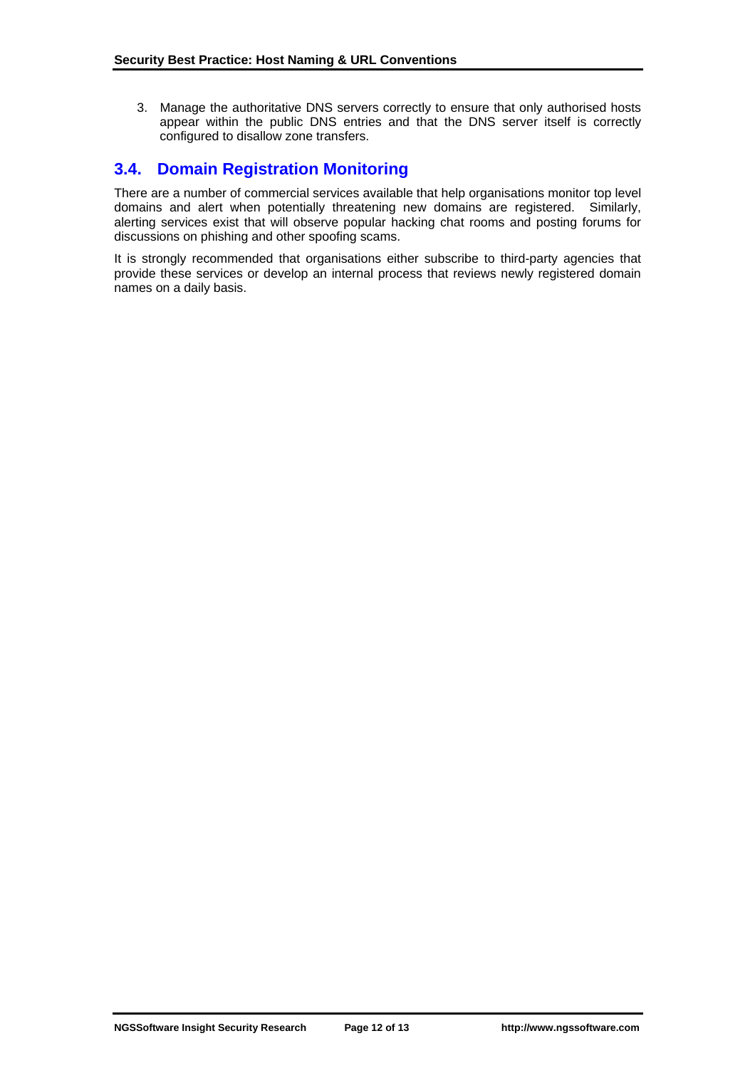3. Manage the authoritative DNS servers correctly to ensure that only authorised hosts appear within the public DNS entries and that the DNS server itself is correctly configured to disallow zone transfers.

## 3.4. Domain Registration Monitoring

There are a number of commercial services available that help organisations monitor top level domains and alert when potentially threatening new domains are registered. Similarly, alerting services exist that will observe popular hacking chat rooms and posting forums for discussions on phishing and other spoofing scams.

It is strongly recommended that organisations either subscribe to third-party agencies that provide these services or develop an internal process that reviews newly registered domain names on a daily basis.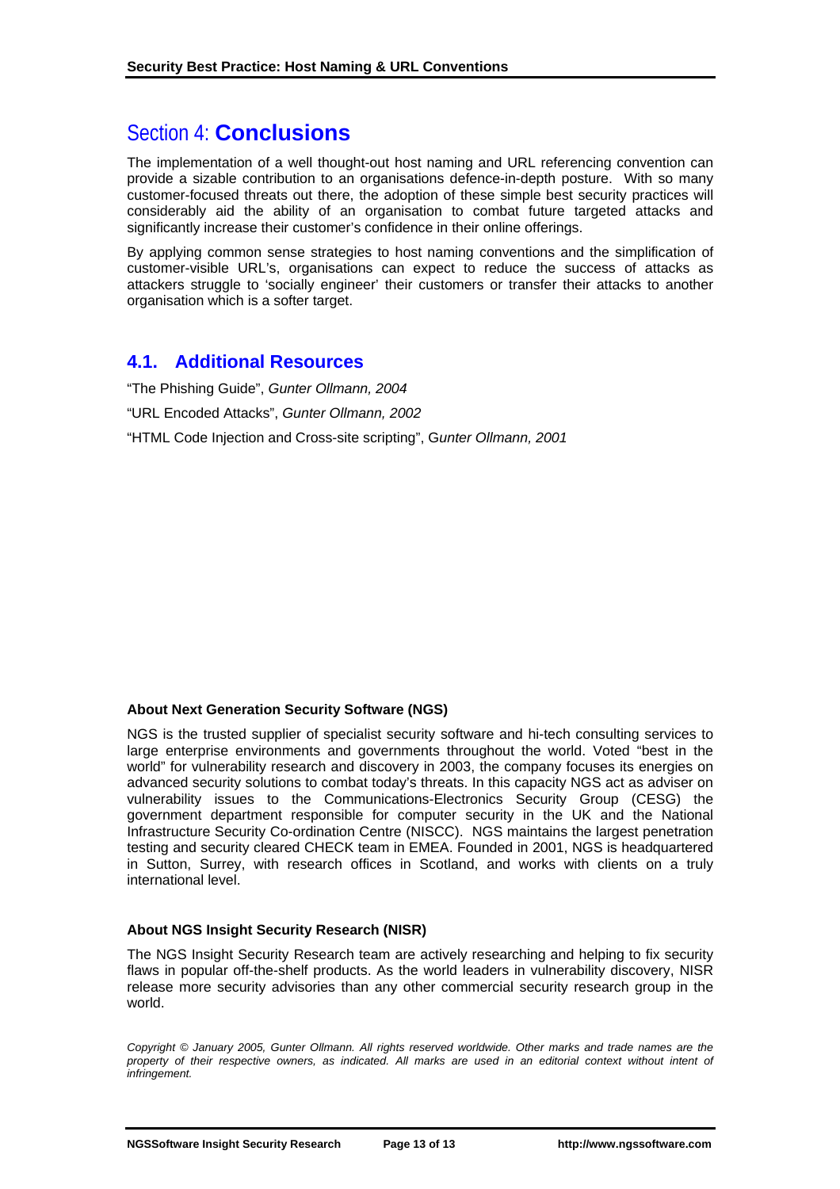# Section 4: **Conclusions**

The implementation of a well thought-out host naming and URL referencing convention can provide a sizable contribution to an organisations defence-in-depth posture. With so many customer-focused threats out there, the adoption of these simple best security practices will considerably aid the ability of an organisation to combat future targeted attacks and significantly increase their customer's confidence in their online offerings.

By applying common sense strategies to host naming conventions and the simplification of customer-visible URL's, organisations can expect to reduce the success of attacks as attackers struggle to 'socially engineer' their customers or transfer their attacks to another organisation which is a softer target.

## 4.1. Additional Resources

"The Phishing Guide", *Gunter Ollmann, 2004*

"URL Encoded Attacks", *Gunter Ollmann, 2002*

"HTML Code Injection and Cross-site scripting", *Gunter Ollmann, 2001*

**About Next Generation Security Software (NGS)**

NGS is the trusted supplier of specialist security software and hi-tech consulting services to large enterprise environments and governments throughout the world. Voted "best in the world" for vulnerability research and discovery in 2003, the company focuses its energies on advanced security solutions to combat today's threats. In this capacity NGS act as adviser on vulnerability issues to the Communications-Electronics Security Group (CESG) the government department responsible for computer security in the UK and the National Infrastructure Security Co-ordination Centre (NISCC). NGS maintains the largest penetration testing and security cleared CHECK team in EMEA. Founded in 2001, NGS is headquartered in Sutton, Surrey, with research offices in Scotland, and works with clients on a truly international level.

**About NGS Insight Security Research (NISR)**

The NGS Insight Security Research team are actively researching and helping to fix security flaws in popular off-the-shelf products. As the world leaders in vulnerability discovery, NISR release more security advisories than any other commercial security research group in the world.

*Copyright © January 2005, Gunter Ollmann. All rights reserved worldwide. Other marks and trade names are the property of their respective owners, as indicated. All marks are used in an editorial context without intent of infringement.*